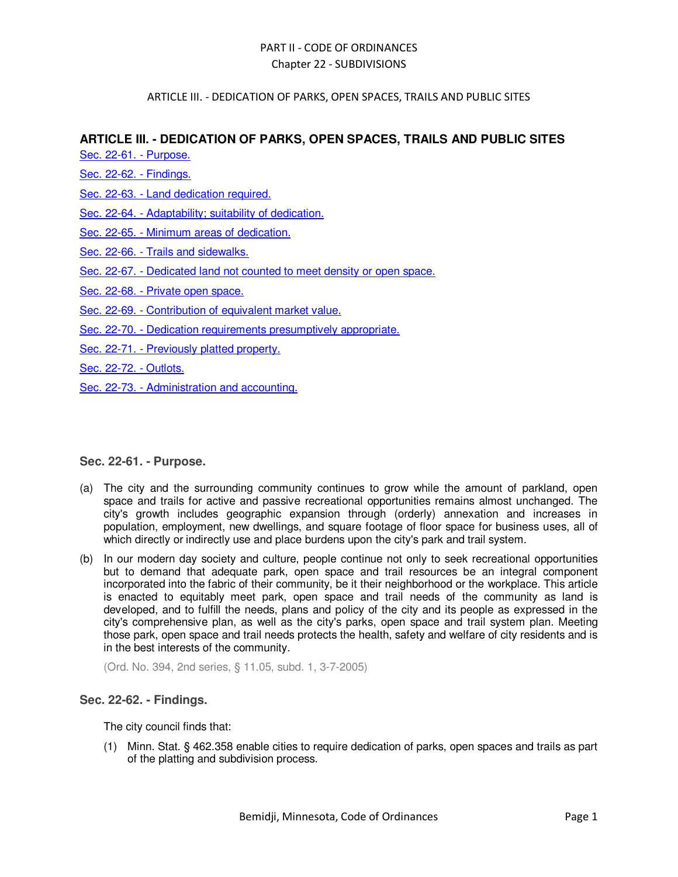# ARTICLE III. - DEDICATION OF PARKS, OPEN SPACES, TRAILS AND PUBLIC SITES

Sec. 22-61. - Purpose.

Sec. 22-62. - Findings.

Sec. 22-63. - Land dedication required.

Sec. 22-64. - Adaptability; suitability of dedication.

Sec. 22-65. - Minimum areas of dedication.

Sec. 22-66. - Trails and sidewalks.

Sec. 22-67. - Dedicated land not counted to meet density or open space.

Sec. 22-68. - Private open space.

Sec. 22-69. - Contribution of equivalent market value.

Sec. 22-70. - Dedication requirements presumptively appropriate.

Sec. 22-71. - Previously platted property.

Sec. 22-72. - Outlots.

Sec. 22-73. - Administration and accounting.

### Sec. 22-61. - Purpose.

(a) The city and the surrounding community continues to grow while the amount of parkland, open space and trails for active and passive recreational opportunities remains almost unchanged. The city's growth includes geographic expansion through (orderly) annexation and increases in population, employment, new dwellings, and square footage of floor space for business uses, all of which directly or indirectly use and place burdens upon the city's park and trail system.

(b) In our modern day society and culture, people continue not only to seek recreational opportunities but to demand that adequate park, open space and trail resources be an integral component incorporated into the fabric of their community, be it their neighborhood or the workplace. This article is enacted to equitably meet park, open space and trail needs of the community as land is developed, and to fulfill the needs, plans and policy of the city and its people as expressed in the city's comprehensive plan, as well as the city's parks, open space and trail system plan. Meeting those park, open space and trail needs protects the health, safety and welfare of city residents and is in the best interests of the community.

(Ord. No. 394, 2nd series, § 11.05, subd. 1, 3-7-2005)

### Sec. 22-62. - Findings.

The city council finds that:

(1) Minn. Stat. § 462.358 enable cities to require dedication of parks, open spaces and trails as part of the platting and subdivision process.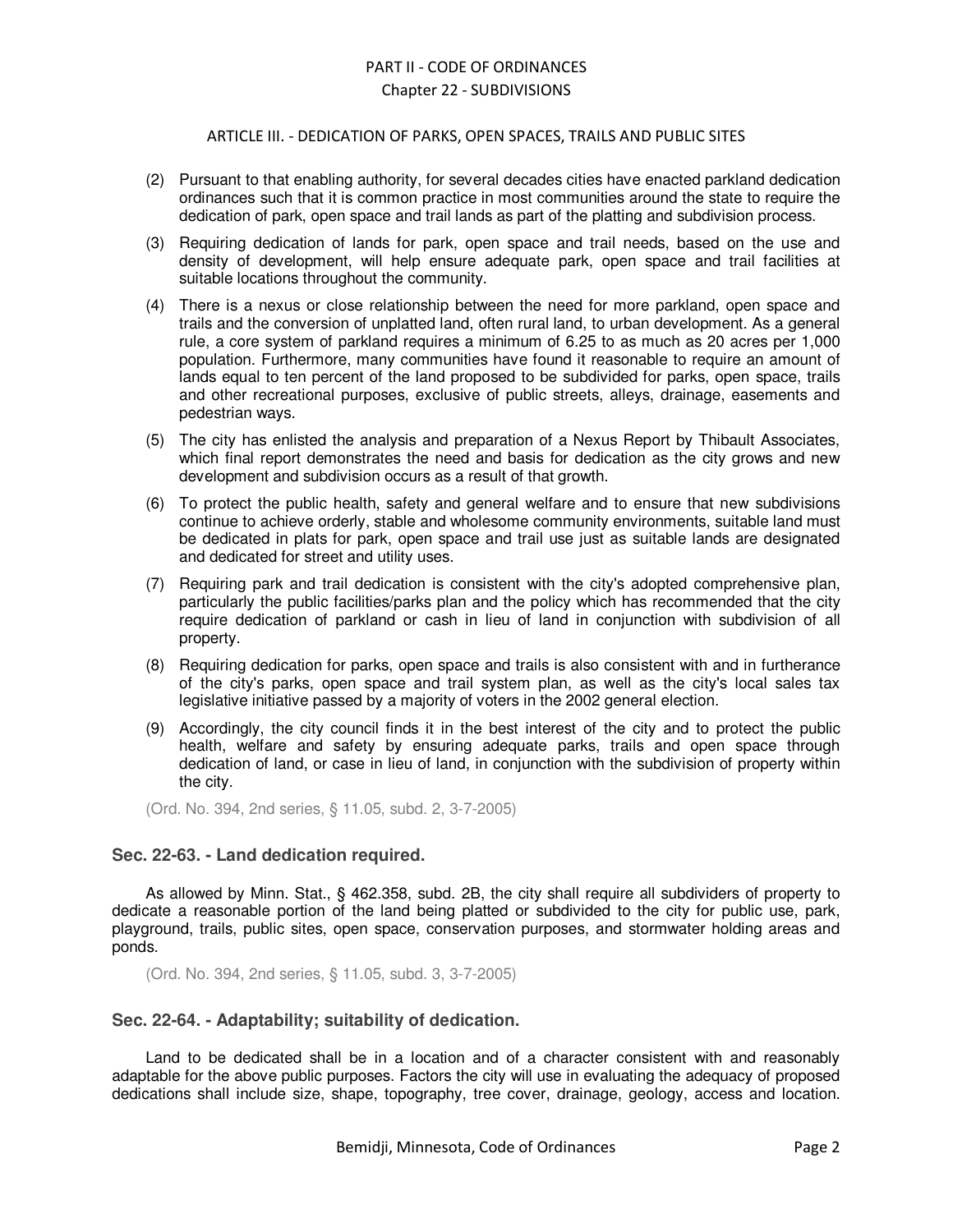(2) Pursuant to that enabling authority, for several decades cities have enacted parkland dedication ordinances such that it is common practice in most communities around the state to require the dedication of park, open space and trail lands as part of the platting and subdivision process.

(3) Requiring dedication of lands for park, open space and trail needs, based on the use and density of development, will help ensure adequate park, open space and trail facilities at suitable locations throughout the community.

(4) There is a nexus or close relationship between the need for more parkland, open space and trails and the conversion of unplatted land, often rural land, to urban development. As a general rule, a core system of parkland requires a minimum of 6.25 to as much as 20 acres per 1,000 population. Furthermore, many communities have found it reasonable to require an amount of lands equal to ten percent of the land proposed to be subdivided for parks, open space, trails and other recreational purposes, exclusive of public streets, alleys, drainage, easements and pedestrian ways.

(5) The city has enlisted the analysis and preparation of a Nexus Report by Thibault Associates, which final report demonstrates the need and basis for dedication as the city grows and new development and subdivision occurs as a result of that growth.

(6) To protect the public health, safety and general welfare and to ensure that new subdivisions continue to achieve orderly, stable and wholesome community environments, suitable land must be dedicated in plats for park, open space and trail use just as suitable lands are designated and dedicated for street and utility uses.

(7) Requiring park and trail dedication is consistent with the city's adopted comprehensive plan, particularly the public facilities/parks plan and the policy which has recommended that the city require dedication of parkland or cash in lieu of land in conjunction with subdivision of all property.

(8) Requiring dedication for parks, open space and trails is also consistent with and in furtherance of the city's parks, open space and trail system plan, as well as the city's local sales tax legislative initiative passed by a majority of voters in the 2002 general election.

(9) Accordingly, the city council finds it in the best interest of the city and to protect the public health, welfare and safety by ensuring adequate parks, trails and open space through dedication of land, or case in lieu of land, in conjunction with the subdivision of property within the city.

(Ord. No. 394, 2nd series, § 11.05, subd. 2, 3-7-2005)

### Sec. 22-63. - Land dedication required.

As allowed by Minn. Stat., § 462.358, subd. 2B, the city shall require all subdividers of property to dedicate a reasonable portion of the land being platted or subdivided to the city for public use, park, playground, trails, public sites, open space, conservation purposes, and stormwater holding areas and ponds.

(Ord. No. 394, 2nd series, § 11.05, subd. 3, 3-7-2005)

### Sec. 22-64. - Adaptability; suitability of dedication.

Land to be dedicated shall be in a location and of a character consistent with and reasonably adaptable for the above public purposes. Factors the city will use in evaluating the adequacy of proposed dedications shall include size, shape, topography, tree cover, drainage, geology, access and location.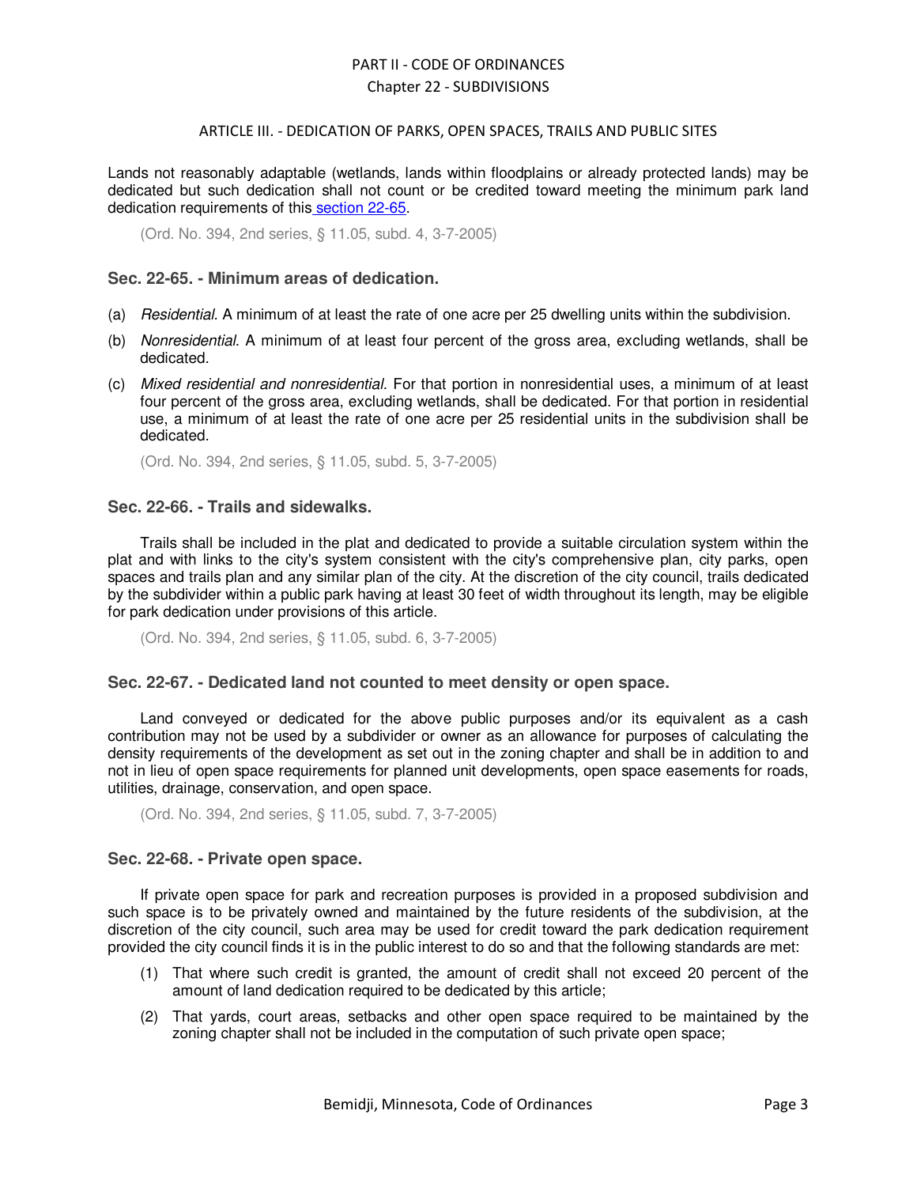Lands not reasonably adaptable (wetlands, lands within floodplains or already protected lands) may be dedicated but such dedication shall not count or be credited toward meeting the minimum park land dedication requirements of this section 22-65.

(Ord. No. 394, 2nd series, § 11.05, subd. 4, 3-7-2005)

### Sec. 22-65. - Minimum areas of dedication.

(a) *Residential.* A minimum of at least the rate of one acre per 25 dwelling units within the subdivision.

(b) *Nonresidential.* A minimum of at least four percent of the gross area, excluding wetlands, shall be dedicated.

(c) *Mixed residential and nonresidential.* For that portion in nonresidential uses, a minimum of at least four percent of the gross area, excluding wetlands, shall be dedicated. For that portion in residential use, a minimum of at least the rate of one acre per 25 residential units in the subdivision shall be dedicated.

(Ord. No. 394, 2nd series, § 11.05, subd. 5, 3-7-2005)

### Sec. 22-66. - Trails and sidewalks.

Trails shall be included in the plat and dedicated to provide a suitable circulation system within the plat and with links to the city's system consistent with the city's comprehensive plan, city parks, open spaces and trails plan and any similar plan of the city. At the discretion of the city council, trails dedicated by the subdivider within a public park having at least 30 feet of width throughout its length, may be eligible for park dedication under provisions of this article.

(Ord. No. 394, 2nd series, § 11.05, subd. 6, 3-7-2005)

### Sec. 22-67. - Dedicated land not counted to meet density or open space.

Land conveyed or dedicated for the above public purposes and/or its equivalent as a cash contribution may not be used by a subdivider or owner as an allowance for purposes of calculating the density requirements of the development as set out in the zoning chapter and shall be in addition to and not in lieu of open space requirements for planned unit developments, open space easements for roads, utilities, drainage, conservation, and open space.

(Ord. No. 394, 2nd series, § 11.05, subd. 7, 3-7-2005)

### Sec. 22-68. - Private open space.

If private open space for park and recreation purposes is provided in a proposed subdivision and such space is to be privately owned and maintained by the future residents of the subdivision, at the discretion of the city council, such area may be used for credit toward the park dedication requirement provided the city council finds it is in the public interest to do so and that the following standards are met:

(1) That where such credit is granted, the amount of credit shall not exceed 20 percent of the amount of land dedication required to be dedicated by this article;

(2) That yards, court areas, setbacks and other open space required to be maintained by the zoning chapter shall not be included in the computation of such private open space;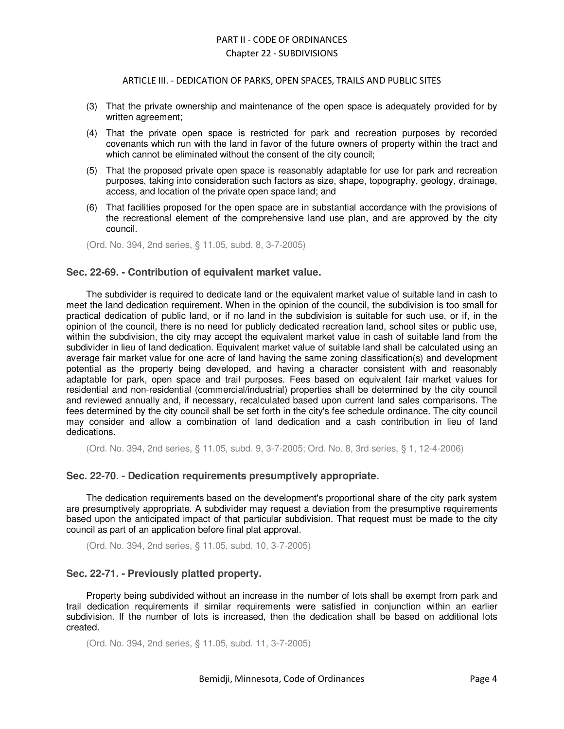(3) That the private ownership and maintenance of the open space is adequately provided for by written agreement;

(4) That the private open space is restricted for park and recreation purposes by recorded covenants which run with the land in favor of the future owners of property within the tract and which cannot be eliminated without the consent of the city council;

(5) That the proposed private open space is reasonably adaptable for use for park and recreation purposes, taking into consideration such factors as size, shape, topography, geology, drainage, access, and location of the private open space land; and

(6) That facilities proposed for the open space are in substantial accordance with the provisions of the recreational element of the comprehensive land use plan, and are approved by the city council.

(Ord. No. 394, 2nd series, § 11.05, subd. 8, 3-7-2005)

### Sec. 22-69. - Contribution of equivalent market value.

The subdivider is required to dedicate land or the equivalent market value of suitable land in cash to meet the land dedication requirement. When in the opinion of the council, the subdivision is too small for practical dedication of public land, or if no land in the subdivision is suitable for such use, or if, in the opinion of the council, there is no need for publicly dedicated recreation land, school sites or public use, within the subdivision, the city may accept the equivalent market value in cash of suitable land from the subdivider in lieu of land dedication. Equivalent market value of suitable land shall be calculated using an average fair market value for one acre of land having the same zoning classification(s) and development potential as the property being developed, and having a character consistent with and reasonably adaptable for park, open space and trail purposes. Fees based on equivalent fair market values for residential and non-residential (commercial/industrial) properties shall be determined by the city council and reviewed annually and, if necessary, recalculated based upon current land sales comparisons. The fees determined by the city council shall be set forth in the city's fee schedule ordinance. The city council may consider and allow a combination of land dedication and a cash contribution in lieu of land dedications.

(Ord. No. 394, 2nd series, § 11.05, subd. 9, 3-7-2005; Ord. No. 8, 3rd series, § 1, 12-4-2006)

### Sec. 22-70. - Dedication requirements presumptively appropriate.

The dedication requirements based on the development's proportional share of the city park system are presumptively appropriate. A subdivider may request a deviation from the presumptive requirements based upon the anticipated impact of that particular subdivision. That request must be made to the city council as part of an application before final plat approval.

(Ord. No. 394, 2nd series, § 11.05, subd. 10, 3-7-2005)

### Sec. 22-71. - Previously platted property.

Property being subdivided without an increase in the number of lots shall be exempt from park and trail dedication requirements if similar requirements were satisfied in conjunction within an earlier subdivision. If the number of lots is increased, then the dedication shall be based on additional lots created.

(Ord. No. 394, 2nd series, § 11.05, subd. 11, 3-7-2005)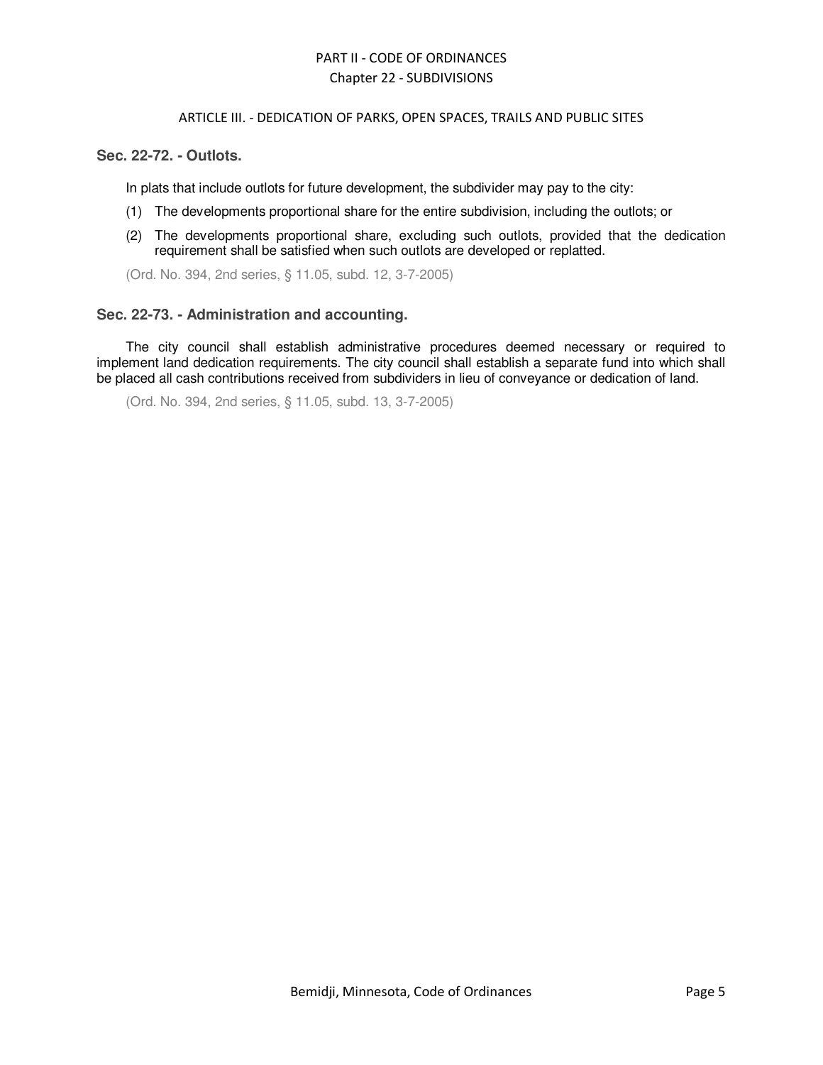## Sec. 22-72. - Outlots.

In plats that include outlots for future development, the subdivider may pay to the city:

(1) The developments proportional share for the entire subdivision, including the outlots; or

(2) The developments proportional share, excluding such outlots, provided that the dedication requirement shall be satisfied when such outlots are developed or replatted.

(Ord. No. 394, 2nd series, § 11.05, subd. 12, 3-7-2005)

## Sec. 22-73. - Administration and accounting.

The city council shall establish administrative procedures deemed necessary or required to implement land dedication requirements. The city council shall establish a separate fund into which shall be placed all cash contributions received from subdividers in lieu of conveyance or dedication of land.

(Ord. No. 394, 2nd series, § 11.05, subd. 13, 3-7-2005)